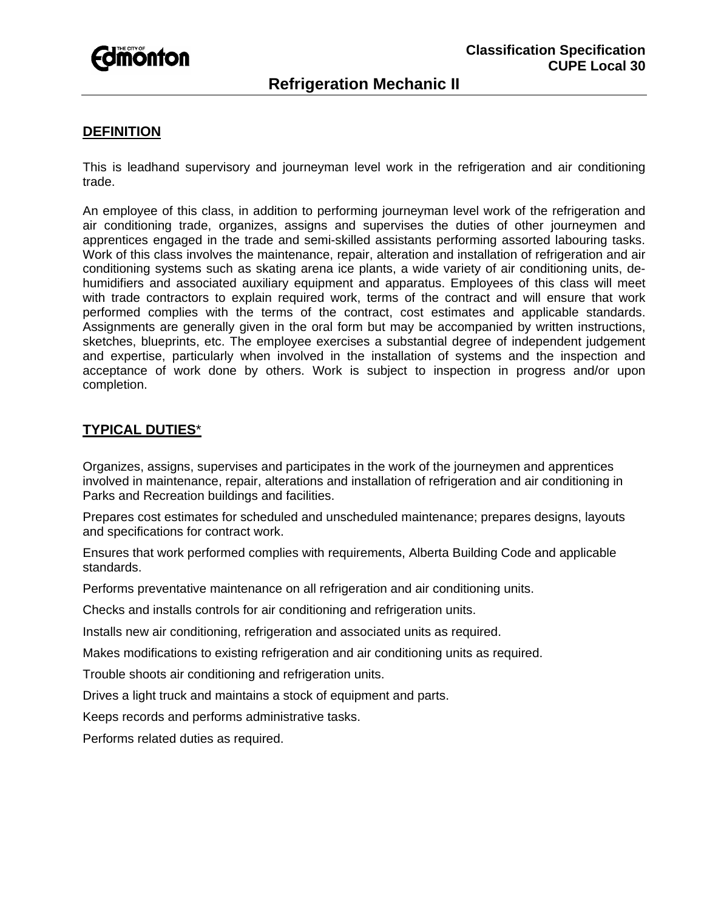Classification Specification
CUPE Local 30

# Refrigeration Mechanic II

## DEFINITION

This is leadhand supervisory and journeyman level work in the refrigeration and air conditioning trade.

An employee of this class, in addition to performing journeyman level work of the refrigeration and air conditioning trade, organizes, assigns and supervises the duties of other journeymen and apprentices engaged in the trade and semi-skilled assistants performing assorted labouring tasks. Work of this class involves the maintenance, repair, alteration and installation of refrigeration and air conditioning systems such as skating arena ice plants, a wide variety of air conditioning units, de-humidifiers and associated auxiliary equipment and apparatus. Employees of this class will meet with trade contractors to explain required work, terms of the contract and will ensure that work performed complies with the terms of the contract, cost estimates and applicable standards. Assignments are generally given in the oral form but may be accompanied by written instructions, sketches, blueprints, etc. The employee exercises a substantial degree of independent judgement and expertise, particularly when involved in the installation of systems and the inspection and acceptance of work done by others. Work is subject to inspection in progress and/or upon completion.

## TYPICAL DUTIES*

Organizes, assigns, supervises and participates in the work of the journeymen and apprentices involved in maintenance, repair, alterations and installation of refrigeration and air conditioning in Parks and Recreation buildings and facilities.

Prepares cost estimates for scheduled and unscheduled maintenance; prepares designs, layouts and specifications for contract work.

Ensures that work performed complies with requirements, Alberta Building Code and applicable standards.

Performs preventative maintenance on all refrigeration and air conditioning units.

Checks and installs controls for air conditioning and refrigeration units.

Installs new air conditioning, refrigeration and associated units as required.

Makes modifications to existing refrigeration and air conditioning units as required.

Trouble shoots air conditioning and refrigeration units.

Drives a light truck and maintains a stock of equipment and parts.

Keeps records and performs administrative tasks.

Performs related duties as required.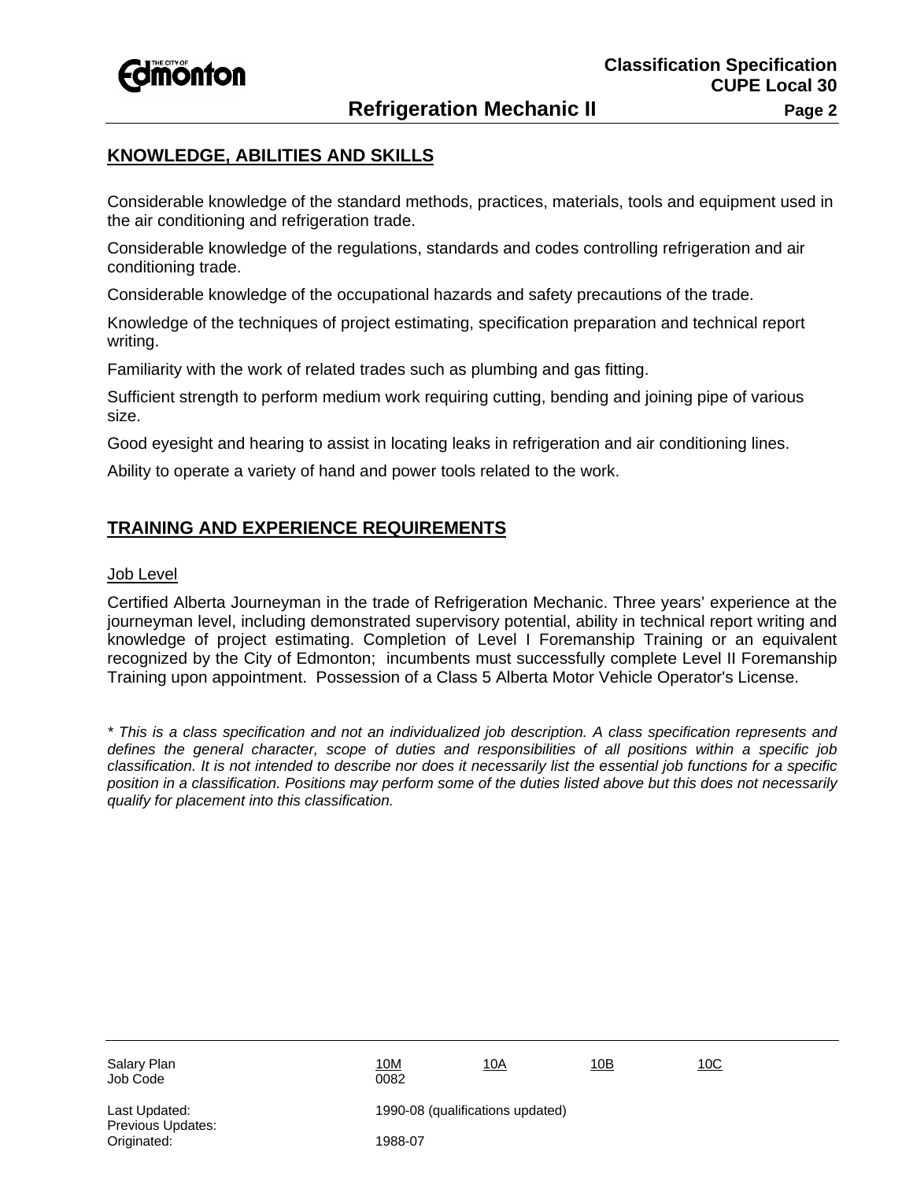## KNOWLEDGE, ABILITIES AND SKILLS

Considerable knowledge of the standard methods, practices, materials, tools and equipment used in the air conditioning and refrigeration trade.

Considerable knowledge of the regulations, standards and codes controlling refrigeration and air conditioning trade.

Considerable knowledge of the occupational hazards and safety precautions of the trade.

Knowledge of the techniques of project estimating, specification preparation and technical report writing.

Familiarity with the work of related trades such as plumbing and gas fitting.

Sufficient strength to perform medium work requiring cutting, bending and joining pipe of various size.

Good eyesight and hearing to assist in locating leaks in refrigeration and air conditioning lines.

Ability to operate a variety of hand and power tools related to the work.

## TRAINING AND EXPERIENCE REQUIREMENTS

Job Level

Certified Alberta Journeyman in the trade of Refrigeration Mechanic. Three years' experience at the journeyman level, including demonstrated supervisory potential, ability in technical report writing and knowledge of project estimating. Completion of Level I Foremanship Training or an equivalent recognized by the City of Edmonton; incumbents must successfully complete Level II Foremanship Training upon appointment. Possession of a Class 5 Alberta Motor Vehicle Operator's License.

*\* This is a class specification and not an individualized job description. A class specification represents and defines the general character, scope of duties and responsibilities of all positions within a specific job classification. It is not intended to describe nor does it necessarily list the essential job functions for a specific position in a classification. Positions may perform some of the duties listed above but this does not necessarily qualify for placement into this classification.*

| | | | | |
|---|---|---|---|---|
| Salary Plan | 10M | 10A | 10B | 10C |
| Job Code | 0082 | | | |
| Last Updated: | 1990-08 (qualifications updated) | | | |
| Previous Updates: | | | | |
| Originated: | 1988-07 | | | |